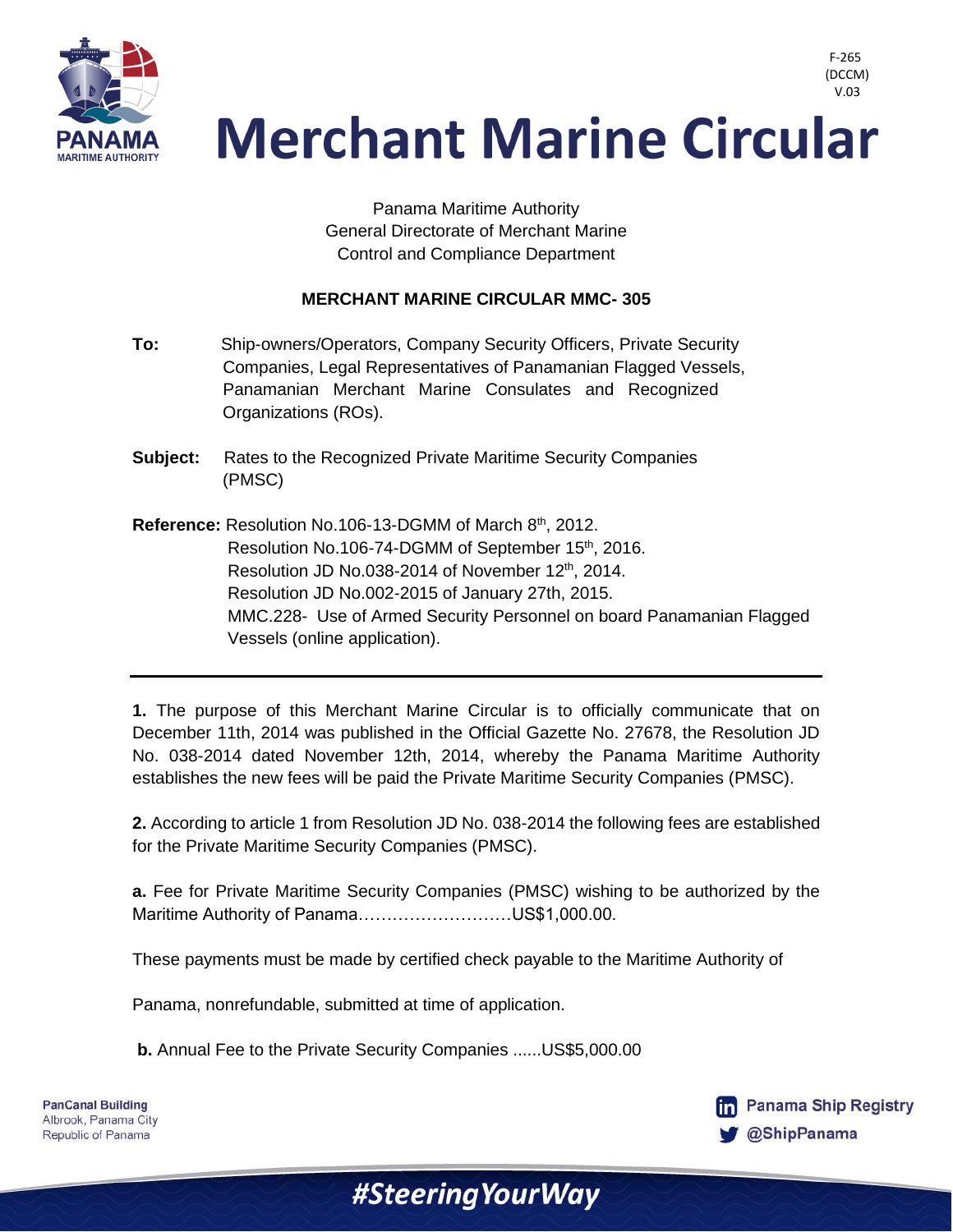F-265
(DCCM)
V.03

# Merchant Marine Circular

Panama Maritime Authority
General Directorate of Merchant Marine
Control and Compliance Department

**MERCHANT MARINE CIRCULAR MMC- 305**

**To:** Ship-owners/Operators, Company Security Officers, Private Security Companies, Legal Representatives of Panamanian Flagged Vessels, Panamanian Merchant Marine Consulates and Recognized Organizations (ROs).

**Subject:** Rates to the Recognized Private Maritime Security Companies (PMSC)

**Reference:** Resolution No.106-13-DGMM of March 8th, 2012.
Resolution No.106-74-DGMM of September 15th, 2016.
Resolution JD No.038-2014 of November 12th, 2014.
Resolution JD No.002-2015 of January 27th, 2015.
MMC.228- Use of Armed Security Personnel on board Panamanian Flagged Vessels (online application).

---

**1.** The purpose of this Merchant Marine Circular is to officially communicate that on December 11th, 2014 was published in the Official Gazette No. 27678, the Resolution JD No. 038-2014 dated November 12th, 2014, whereby the Panama Maritime Authority establishes the new fees will be paid the Private Maritime Security Companies (PMSC).

**2.** According to article 1 from Resolution JD No. 038-2014 the following fees are established for the Private Maritime Security Companies (PMSC).

**a.** Fee for Private Maritime Security Companies (PMSC) wishing to be authorized by the Maritime Authority of Panama………………………US$1,000.00.

These payments must be made by certified check payable to the Maritime Authority of

Panama, nonrefundable, submitted at time of application.

**b.** Annual Fee to the Private Security Companies ......US$5,000.00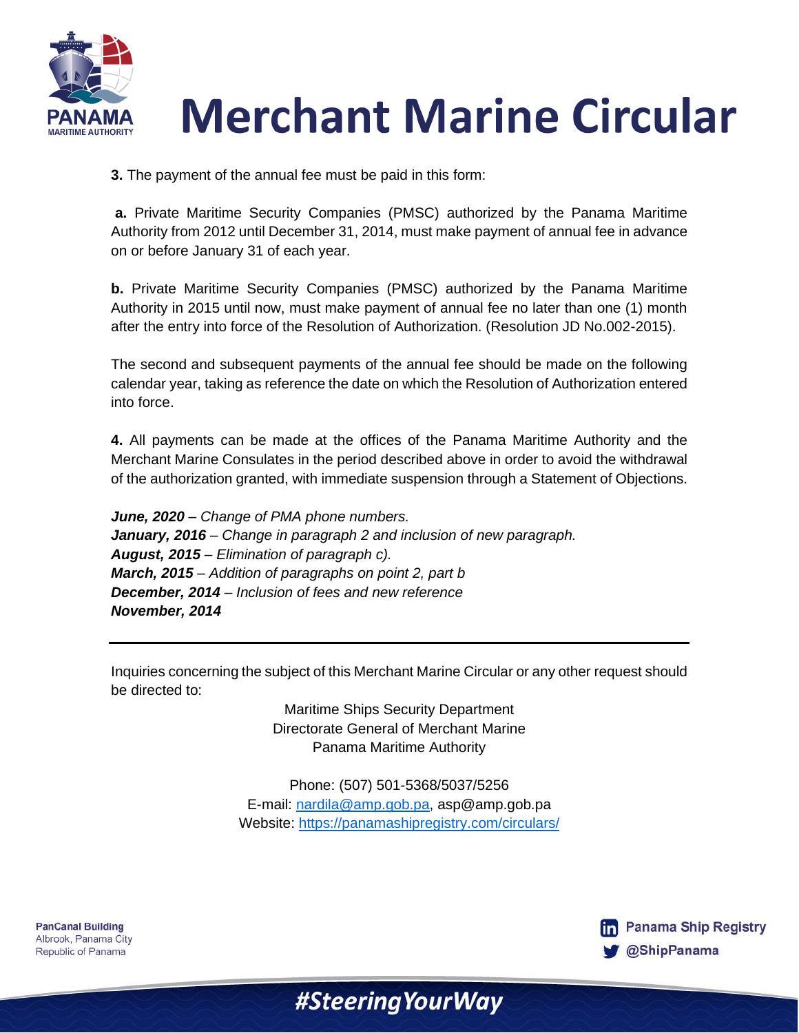**3.** The payment of the annual fee must be paid in this form:

**a.** Private Maritime Security Companies (PMSC) authorized by the Panama Maritime Authority from 2012 until December 31, 2014, must make payment of annual fee in advance on or before January 31 of each year.

**b.** Private Maritime Security Companies (PMSC) authorized by the Panama Maritime Authority in 2015 until now, must make payment of annual fee no later than one (1) month after the entry into force of the Resolution of Authorization. (Resolution JD No.002-2015).

The second and subsequent payments of the annual fee should be made on the following calendar year, taking as reference the date on which the Resolution of Authorization entered into force.

**4.** All payments can be made at the offices of the Panama Maritime Authority and the Merchant Marine Consulates in the period described above in order to avoid the withdrawal of the authorization granted, with immediate suspension through a Statement of Objections.

***June, 2020*** *– Change of PMA phone numbers.*
***January, 2016*** *– Change in paragraph 2 and inclusion of new paragraph.*
***August, 2015*** *– Elimination of paragraph c).*
***March, 2015*** *– Addition of paragraphs on point 2, part b*
***December, 2014*** *– Inclusion of fees and new reference*
***November, 2014***

---

Inquiries concerning the subject of this Merchant Marine Circular or any other request should be directed to:

Maritime Ships Security Department
Directorate General of Merchant Marine
Panama Maritime Authority

Phone: (507) 501-5368/5037/5256
E-mail: nardila@amp.gob.pa, asp@amp.gob.pa
Website: https://panamashipregistry.com/circulars/